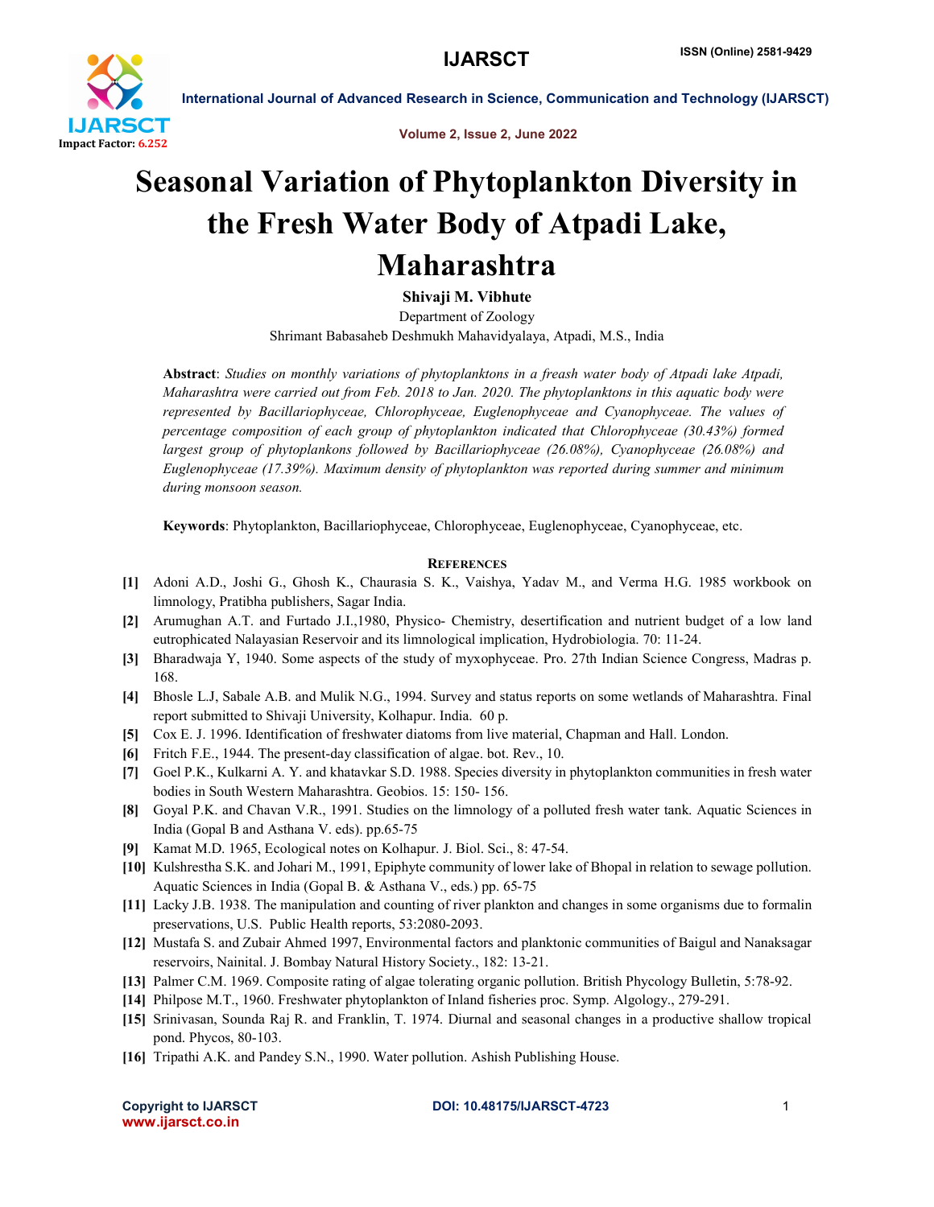# Seasonal Variation of Phytoplankton Diversity in the Fresh Water Body of Atpadi Lake, Maharashtra

**Shivaji M. Vibhute**

Department of Zoology

Shrimant Babasaheb Deshmukh Mahavidyalaya, Atpadi, M.S., India

**Abstract**: *Studies on monthly variations of phytoplanktons in a freash water body of Atpadi lake Atpadi, Maharashtra were carried out from Feb. 2018 to Jan. 2020. The phytoplanktons in this aquatic body were represented by Bacillariophyceae, Chlorophyceae, Euglenophyceae and Cyanophyceae. The values of percentage composition of each group of phytoplankton indicated that Chlorophyceae (30.43%) formed largest group of phytoplankons followed by Bacillariophyceae (26.08%), Cyanophyceae (26.08%) and Euglenophyceae (17.39%). Maximum density of phytoplankton was reported during summer and minimum during monsoon season.*

**Keywords**: Phytoplankton, Bacillariophyceae, Chlorophyceae, Euglenophyceae, Cyanophyceae, etc.

## References

[1] Adoni A.D., Joshi G., Ghosh K., Chaurasia S. K., Vaishya, Yadav M., and Verma H.G. 1985 workbook on limnology, Pratibha publishers, Sagar India.

[2] Arumughan A.T. and Furtado J.I.,1980, Physico- Chemistry, desertification and nutrient budget of a low land eutrophicated Nalayasian Reservoir and its limnological implication, Hydrobiologia. 70: 11-24.

[3] Bharadwaja Y, 1940. Some aspects of the study of myxophyceae. Pro. 27th Indian Science Congress, Madras p. 168.

[4] Bhosle L.J, Sabale A.B. and Mulik N.G., 1994. Survey and status reports on some wetlands of Maharashtra. Final report submitted to Shivaji University, Kolhapur. India. 60 p.

[5] Cox E. J. 1996. Identification of freshwater diatoms from live material, Chapman and Hall. London.

[6] Fritch F.E., 1944. The present-day classification of algae. bot. Rev., 10.

[7] Goel P.K., Kulkarni A. Y. and khatavkar S.D. 1988. Species diversity in phytoplankton communities in fresh water bodies in South Western Maharashtra. Geobios. 15: 150- 156.

[8] Goyal P.K. and Chavan V.R., 1991. Studies on the limnology of a polluted fresh water tank. Aquatic Sciences in India (Gopal B and Asthana V. eds). pp.65-75

[9] Kamat M.D. 1965, Ecological notes on Kolhapur. J. Biol. Sci., 8: 47-54.

[10] Kulshrestha S.K. and Johari M., 1991, Epiphyte community of lower lake of Bhopal in relation to sewage pollution. Aquatic Sciences in India (Gopal B. & Asthana V., eds.) pp. 65-75

[11] Lacky J.B. 1938. The manipulation and counting of river plankton and changes in some organisms due to formalin preservations, U.S. Public Health reports, 53:2080-2093.

[12] Mustafa S. and Zubair Ahmed 1997, Environmental factors and planktonic communities of Baigul and Nanaksagar reservoirs, Nainital. J. Bombay Natural History Society., 182: 13-21.

[13] Palmer C.M. 1969. Composite rating of algae tolerating organic pollution. British Phycology Bulletin, 5:78-92.

[14] Philpose M.T., 1960. Freshwater phytoplankton of Inland fisheries proc. Symp. Algology., 279-291.

[15] Srinivasan, Sounda Raj R. and Franklin, T. 1974. Diurnal and seasonal changes in a productive shallow tropical pond. Phycos, 80-103.

[16] Tripathi A.K. and Pandey S.N., 1990. Water pollution. Ashish Publishing House.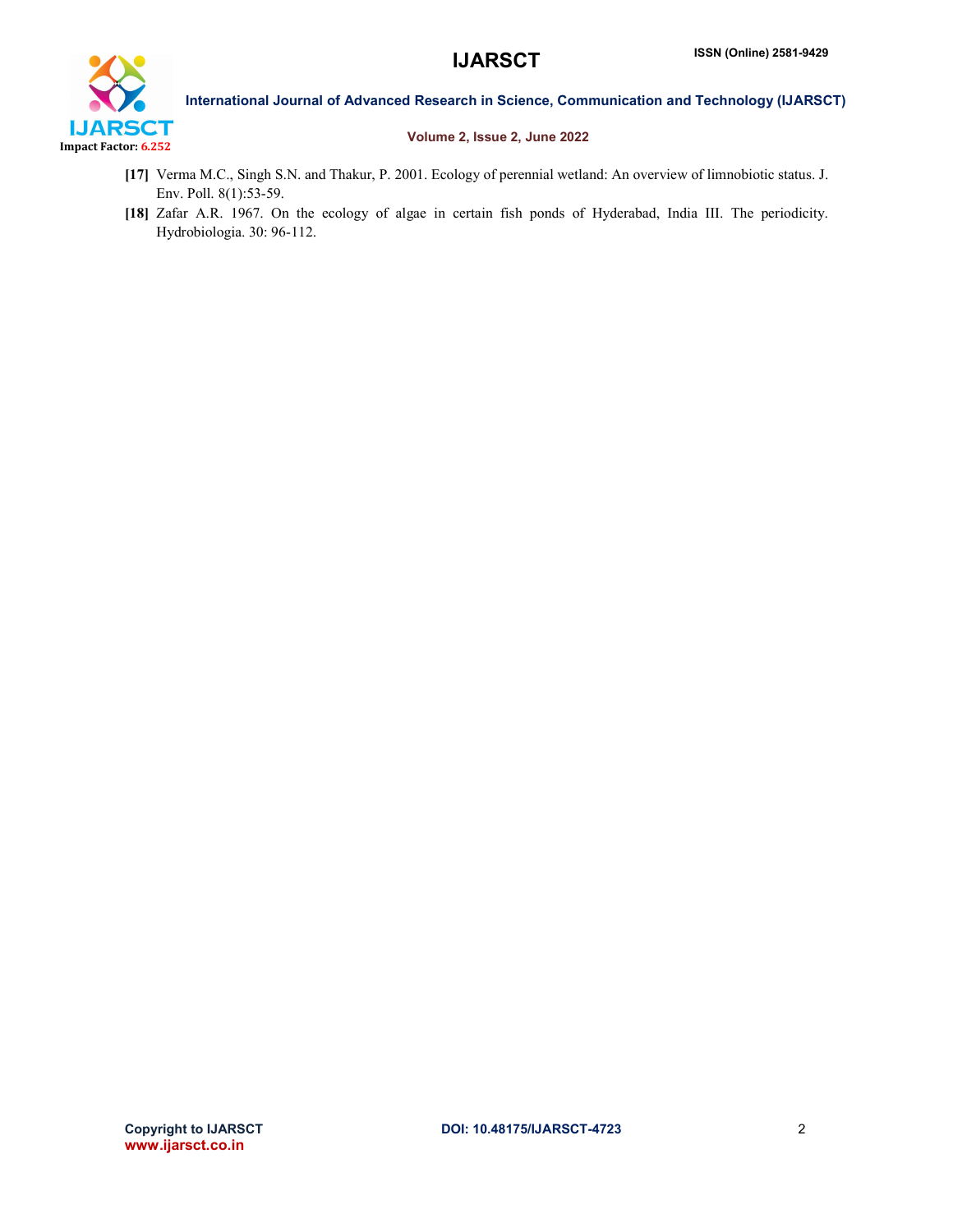[17] Verma M.C., Singh S.N. and Thakur, P. 2001. Ecology of perennial wetland: An overview of limnobiotic status. J. Env. Poll. 8(1):53-59.

[18] Zafar A.R. 1967. On the ecology of algae in certain fish ponds of Hyderabad, India III. The periodicity. Hydrobiologia. 30: 96-112.